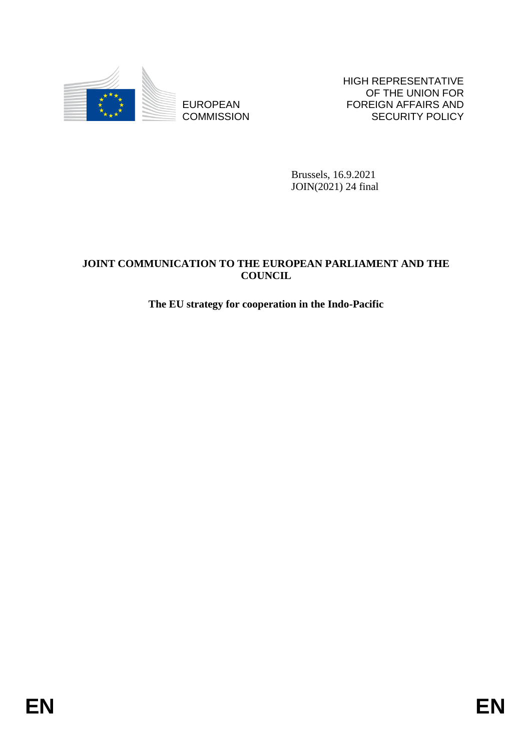EUROPEAN COMMISSION

HIGH REPRESENTATIVE OF THE UNION FOR FOREIGN AFFAIRS AND SECURITY POLICY

Brussels, 16.9.2021
JOIN(2021) 24 final

**JOINT COMMUNICATION TO THE EUROPEAN PARLIAMENT AND THE COUNCIL**

**The EU strategy for cooperation in the Indo-Pacific**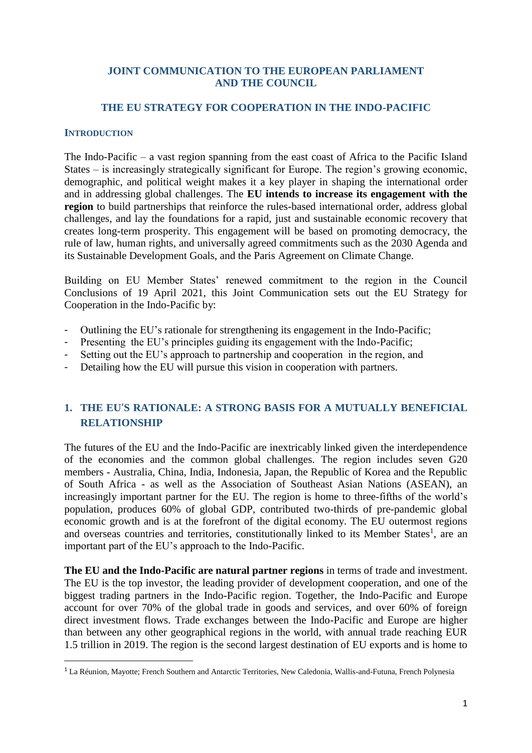**JOINT COMMUNICATION TO THE EUROPEAN PARLIAMENT AND THE COUNCIL**

# THE EU STRATEGY FOR COOPERATION IN THE INDO-PACIFIC

## INTRODUCTION

The Indo-Pacific – a vast region spanning from the east coast of Africa to the Pacific Island States – is increasingly strategically significant for Europe. The region's growing economic, demographic, and political weight makes it a key player in shaping the international order and in addressing global challenges. The **EU intends to increase its engagement with the region** to build partnerships that reinforce the rules-based international order, address global challenges, and lay the foundations for a rapid, just and sustainable economic recovery that creates long-term prosperity. This engagement will be based on promoting democracy, the rule of law, human rights, and universally agreed commitments such as the 2030 Agenda and its Sustainable Development Goals, and the Paris Agreement on Climate Change.

Building on EU Member States' renewed commitment to the region in the Council Conclusions of 19 April 2021, this Joint Communication sets out the EU Strategy for Cooperation in the Indo-Pacific by:

- Outlining the EU's rationale for strengthening its engagement in the Indo-Pacific;
- Presenting the EU's principles guiding its engagement with the Indo-Pacific;
- Setting out the EU's approach to partnership and cooperation in the region, and
- Detailing how the EU will pursue this vision in cooperation with partners.

## 1. THE EU'S RATIONALE: A STRONG BASIS FOR A MUTUALLY BENEFICIAL RELATIONSHIP

The futures of the EU and the Indo-Pacific are inextricably linked given the interdependence of the economies and the common global challenges. The region includes seven G20 members - Australia, China, India, Indonesia, Japan, the Republic of Korea and the Republic of South Africa - as well as the Association of Southeast Asian Nations (ASEAN), an increasingly important partner for the EU. The region is home to three-fifths of the world's population, produces 60% of global GDP, contributed two-thirds of pre-pandemic global economic growth and is at the forefront of the digital economy. The EU outermost regions and overseas countries and territories, constitutionally linked to its Member States[1], are an important part of the EU's approach to the Indo-Pacific.

**The EU and the Indo-Pacific are natural partner regions** in terms of trade and investment. The EU is the top investor, the leading provider of development cooperation, and one of the biggest trading partners in the Indo-Pacific region. Together, the Indo-Pacific and Europe account for over 70% of the global trade in goods and services, and over 60% of foreign direct investment flows. Trade exchanges between the Indo-Pacific and Europe are higher than between any other geographical regions in the world, with annual trade reaching EUR 1.5 trillion in 2019. The region is the second largest destination of EU exports and is home to

[1] La Réunion, Mayotte; French Southern and Antarctic Territories, New Caledonia, Wallis-and-Futuna, French Polynesia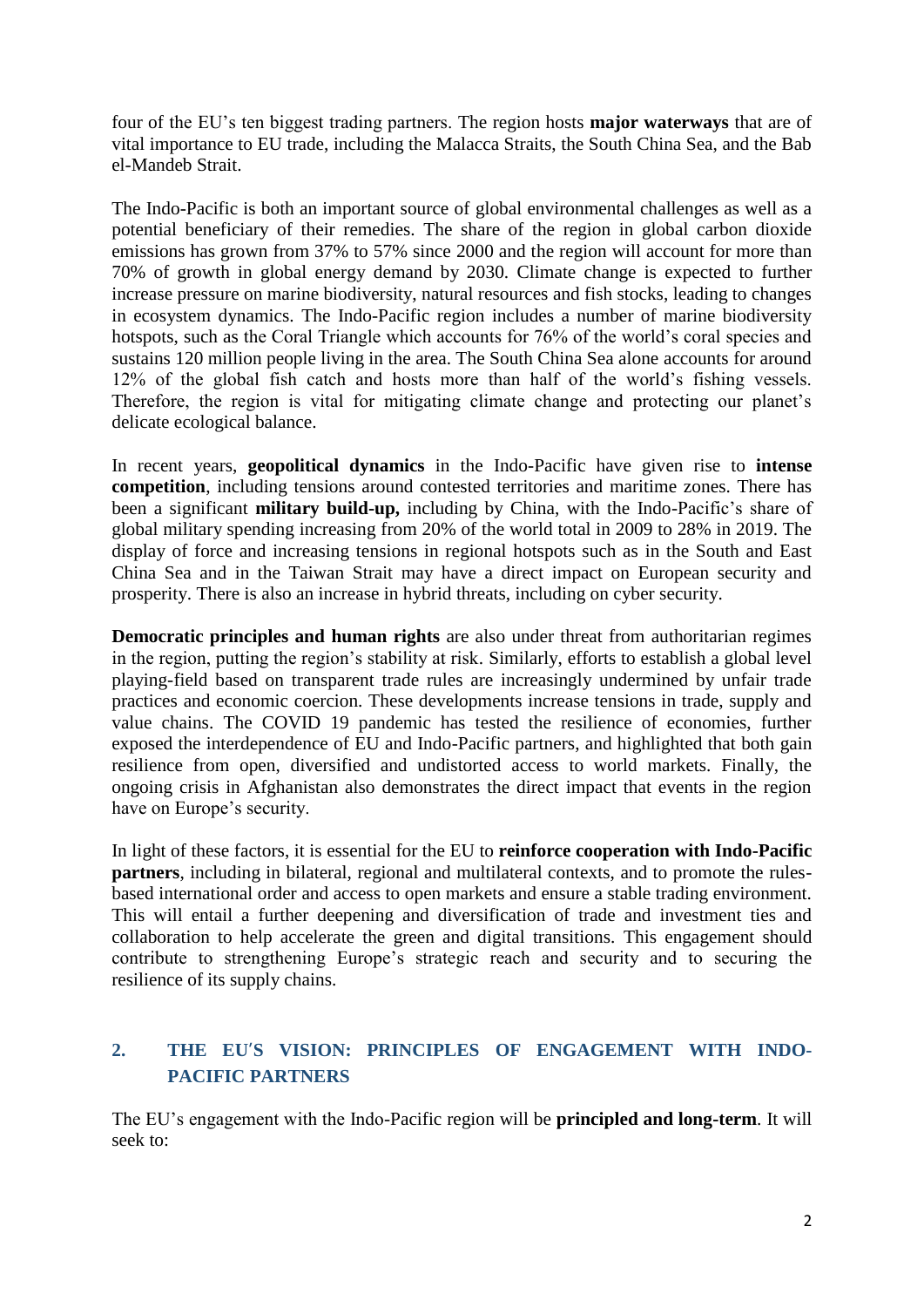four of the EU's ten biggest trading partners. The region hosts **major waterways** that are of vital importance to EU trade, including the Malacca Straits, the South China Sea, and the Bab el-Mandeb Strait.

The Indo-Pacific is both an important source of global environmental challenges as well as a potential beneficiary of their remedies. The share of the region in global carbon dioxide emissions has grown from 37% to 57% since 2000 and the region will account for more than 70% of growth in global energy demand by 2030. Climate change is expected to further increase pressure on marine biodiversity, natural resources and fish stocks, leading to changes in ecosystem dynamics. The Indo-Pacific region includes a number of marine biodiversity hotspots, such as the Coral Triangle which accounts for 76% of the world's coral species and sustains 120 million people living in the area. The South China Sea alone accounts for around 12% of the global fish catch and hosts more than half of the world's fishing vessels. Therefore, the region is vital for mitigating climate change and protecting our planet's delicate ecological balance.

In recent years, **geopolitical dynamics** in the Indo-Pacific have given rise to **intense competition**, including tensions around contested territories and maritime zones. There has been a significant **military build-up,** including by China, with the Indo-Pacific's share of global military spending increasing from 20% of the world total in 2009 to 28% in 2019. The display of force and increasing tensions in regional hotspots such as in the South and East China Sea and in the Taiwan Strait may have a direct impact on European security and prosperity. There is also an increase in hybrid threats, including on cyber security.

**Democratic principles and human rights** are also under threat from authoritarian regimes in the region, putting the region's stability at risk. Similarly, efforts to establish a global level playing-field based on transparent trade rules are increasingly undermined by unfair trade practices and economic coercion. These developments increase tensions in trade, supply and value chains. The COVID 19 pandemic has tested the resilience of economies, further exposed the interdependence of EU and Indo-Pacific partners, and highlighted that both gain resilience from open, diversified and undistorted access to world markets. Finally, the ongoing crisis in Afghanistan also demonstrates the direct impact that events in the region have on Europe's security.

In light of these factors, it is essential for the EU to **reinforce cooperation with Indo-Pacific partners**, including in bilateral, regional and multilateral contexts, and to promote the rules-based international order and access to open markets and ensure a stable trading environment. This will entail a further deepening and diversification of trade and investment ties and collaboration to help accelerate the green and digital transitions. This engagement should contribute to strengthening Europe's strategic reach and security and to securing the resilience of its supply chains.

## 2. THE EU'S VISION: PRINCIPLES OF ENGAGEMENT WITH INDO-PACIFIC PARTNERS

The EU's engagement with the Indo-Pacific region will be **principled and long-term**. It will seek to: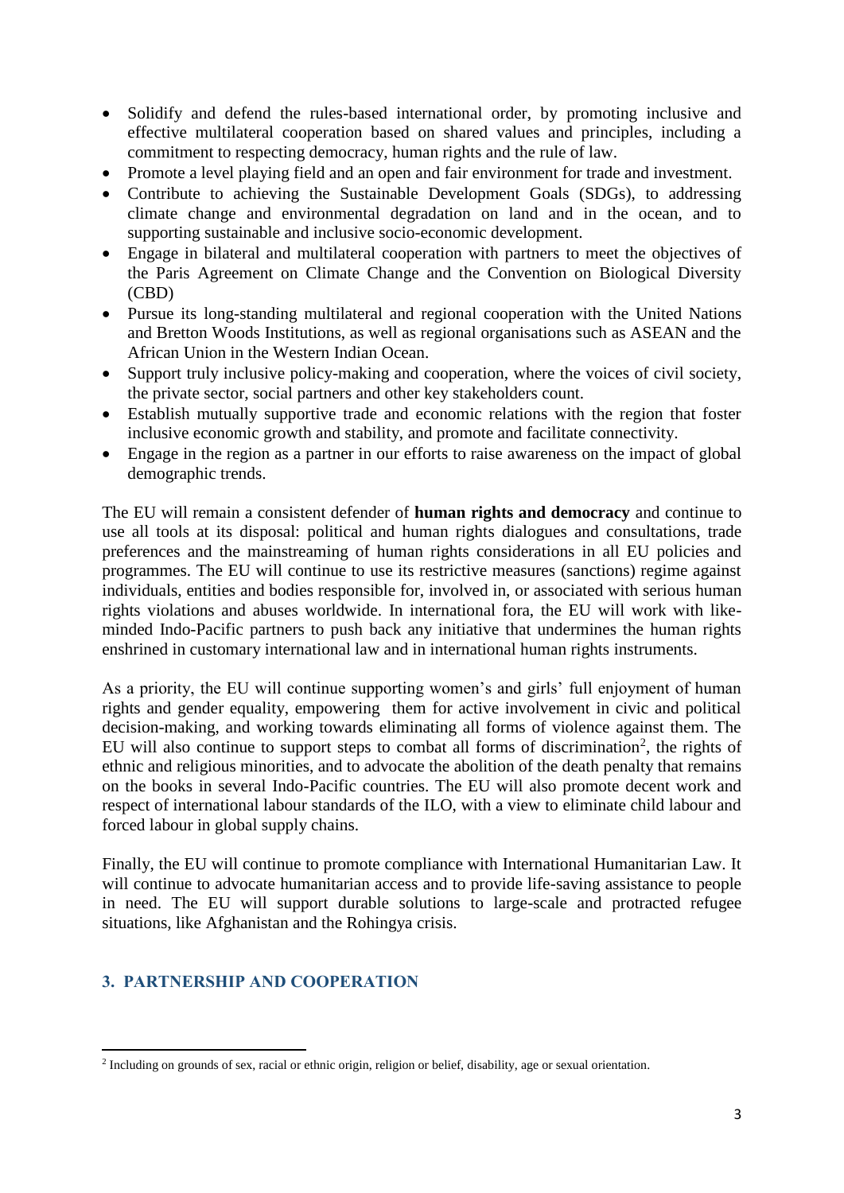- Solidify and defend the rules-based international order, by promoting inclusive and effective multilateral cooperation based on shared values and principles, including a commitment to respecting democracy, human rights and the rule of law.
- Promote a level playing field and an open and fair environment for trade and investment.
- Contribute to achieving the Sustainable Development Goals (SDGs), to addressing climate change and environmental degradation on land and in the ocean, and to supporting sustainable and inclusive socio-economic development.
- Engage in bilateral and multilateral cooperation with partners to meet the objectives of the Paris Agreement on Climate Change and the Convention on Biological Diversity (CBD)
- Pursue its long-standing multilateral and regional cooperation with the United Nations and Bretton Woods Institutions, as well as regional organisations such as ASEAN and the African Union in the Western Indian Ocean.
- Support truly inclusive policy-making and cooperation, where the voices of civil society, the private sector, social partners and other key stakeholders count.
- Establish mutually supportive trade and economic relations with the region that foster inclusive economic growth and stability, and promote and facilitate connectivity.
- Engage in the region as a partner in our efforts to raise awareness on the impact of global demographic trends.

The EU will remain a consistent defender of **human rights and democracy** and continue to use all tools at its disposal: political and human rights dialogues and consultations, trade preferences and the mainstreaming of human rights considerations in all EU policies and programmes. The EU will continue to use its restrictive measures (sanctions) regime against individuals, entities and bodies responsible for, involved in, or associated with serious human rights violations and abuses worldwide. In international fora, the EU will work with like-minded Indo-Pacific partners to push back any initiative that undermines the human rights enshrined in customary international law and in international human rights instruments.

As a priority, the EU will continue supporting women's and girls' full enjoyment of human rights and gender equality, empowering them for active involvement in civic and political decision-making, and working towards eliminating all forms of violence against them. The EU will also continue to support steps to combat all forms of discrimination[2], the rights of ethnic and religious minorities, and to advocate the abolition of the death penalty that remains on the books in several Indo-Pacific countries. The EU will also promote decent work and respect of international labour standards of the ILO, with a view to eliminate child labour and forced labour in global supply chains.

Finally, the EU will continue to promote compliance with International Humanitarian Law. It will continue to advocate humanitarian access and to provide life-saving assistance to people in need. The EU will support durable solutions to large-scale and protracted refugee situations, like Afghanistan and the Rohingya crisis.

## 3. PARTNERSHIP AND COOPERATION

[2] Including on grounds of sex, racial or ethnic origin, religion or belief, disability, age or sexual orientation.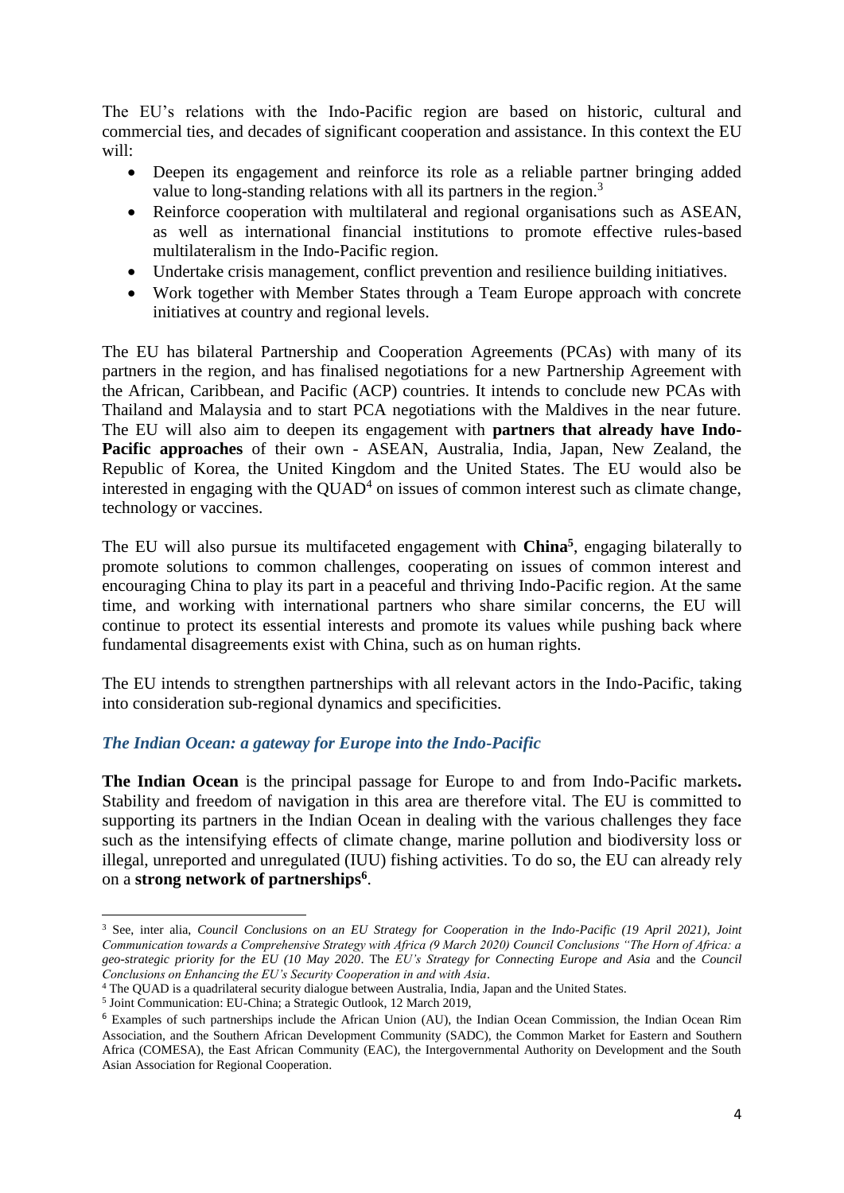The EU's relations with the Indo-Pacific region are based on historic, cultural and commercial ties, and decades of significant cooperation and assistance. In this context the EU will:

- Deepen its engagement and reinforce its role as a reliable partner bringing added value to long-standing relations with all its partners in the region.[3]
- Reinforce cooperation with multilateral and regional organisations such as ASEAN, as well as international financial institutions to promote effective rules-based multilateralism in the Indo-Pacific region.
- Undertake crisis management, conflict prevention and resilience building initiatives.
- Work together with Member States through a Team Europe approach with concrete initiatives at country and regional levels.

The EU has bilateral Partnership and Cooperation Agreements (PCAs) with many of its partners in the region, and has finalised negotiations for a new Partnership Agreement with the African, Caribbean, and Pacific (ACP) countries. It intends to conclude new PCAs with Thailand and Malaysia and to start PCA negotiations with the Maldives in the near future. The EU will also aim to deepen its engagement with **partners that already have Indo-Pacific approaches** of their own - ASEAN, Australia, India, Japan, New Zealand, the Republic of Korea, the United Kingdom and the United States. The EU would also be interested in engaging with the QUAD[4] on issues of common interest such as climate change, technology or vaccines.

The EU will also pursue its multifaceted engagement with **China**[5], engaging bilaterally to promote solutions to common challenges, cooperating on issues of common interest and encouraging China to play its part in a peaceful and thriving Indo-Pacific region. At the same time, and working with international partners who share similar concerns, the EU will continue to protect its essential interests and promote its values while pushing back where fundamental disagreements exist with China, such as on human rights.

The EU intends to strengthen partnerships with all relevant actors in the Indo-Pacific, taking into consideration sub-regional dynamics and specificities.

### *The Indian Ocean: a gateway for Europe into the Indo-Pacific*

**The Indian Ocean** is the principal passage for Europe to and from Indo-Pacific markets**.** Stability and freedom of navigation in this area are therefore vital. The EU is committed to supporting its partners in the Indian Ocean in dealing with the various challenges they face such as the intensifying effects of climate change, marine pollution and biodiversity loss or illegal, unreported and unregulated (IUU) fishing activities. To do so, the EU can already rely on a **strong network of partnerships**[6].

---

[3] See, inter alia, *Council Conclusions on an EU Strategy for Cooperation in the Indo-Pacific (19 April 2021), Joint Communication towards a Comprehensive Strategy with Africa (9 March 2020) Council Conclusions "The Horn of Africa: a geo-strategic priority for the EU (10 May 2020*. The *EU's Strategy for Connecting Europe and Asia* and the *Council Conclusions on Enhancing the EU's Security Cooperation in and with Asia*.

[4] The QUAD is a quadrilateral security dialogue between Australia, India, Japan and the United States.

[5] Joint Communication: EU-China; a Strategic Outlook, 12 March 2019,

[6] Examples of such partnerships include the African Union (AU), the Indian Ocean Commission, the Indian Ocean Rim Association, and the Southern African Development Community (SADC), the Common Market for Eastern and Southern Africa (COMESA), the East African Community (EAC), the Intergovernmental Authority on Development and the South Asian Association for Regional Cooperation.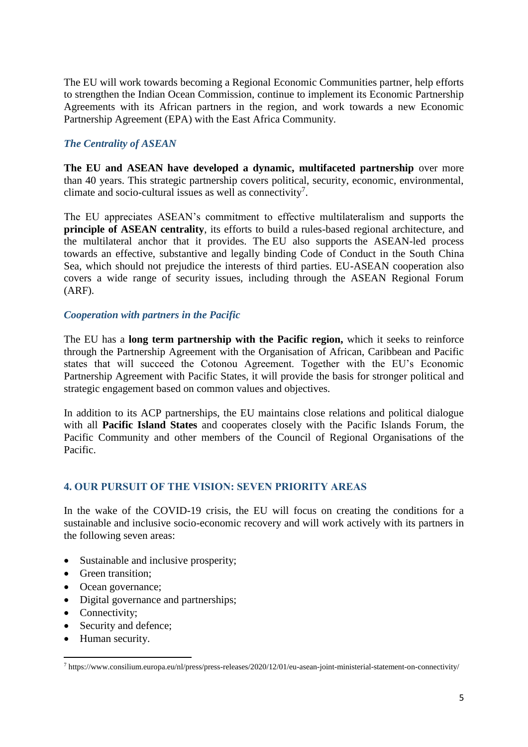The EU will work towards becoming a Regional Economic Communities partner, help efforts to strengthen the Indian Ocean Commission, continue to implement its Economic Partnership Agreements with its African partners in the region, and work towards a new Economic Partnership Agreement (EPA) with the East Africa Community.

### *The Centrality of ASEAN*

**The EU and ASEAN have developed a dynamic, multifaceted partnership** over more than 40 years. This strategic partnership covers political, security, economic, environmental, climate and socio-cultural issues as well as connectivity[7].

The EU appreciates ASEAN's commitment to effective multilateralism and supports the **principle of ASEAN centrality**, its efforts to build a rules-based regional architecture, and the multilateral anchor that it provides. The EU also supports the ASEAN-led process towards an effective, substantive and legally binding Code of Conduct in the South China Sea, which should not prejudice the interests of third parties. EU-ASEAN cooperation also covers a wide range of security issues, including through the ASEAN Regional Forum (ARF).

### *Cooperation with partners in the Pacific*

The EU has a **long term partnership with the Pacific region,** which it seeks to reinforce through the Partnership Agreement with the Organisation of African, Caribbean and Pacific states that will succeed the Cotonou Agreement. Together with the EU's Economic Partnership Agreement with Pacific States, it will provide the basis for stronger political and strategic engagement based on common values and objectives.

In addition to its ACP partnerships, the EU maintains close relations and political dialogue with all **Pacific Island States** and cooperates closely with the Pacific Islands Forum, the Pacific Community and other members of the Council of Regional Organisations of the Pacific.

## 4. OUR PURSUIT OF THE VISION: SEVEN PRIORITY AREAS

In the wake of the COVID-19 crisis, the EU will focus on creating the conditions for a sustainable and inclusive socio-economic recovery and will work actively with its partners in the following seven areas:

- Sustainable and inclusive prosperity;
- Green transition;
- Ocean governance;
- Digital governance and partnerships;
- Connectivity;
- Security and defence;
- Human security.

[7] https://www.consilium.europa.eu/nl/press/press-releases/2020/12/01/eu-asean-joint-ministerial-statement-on-connectivity/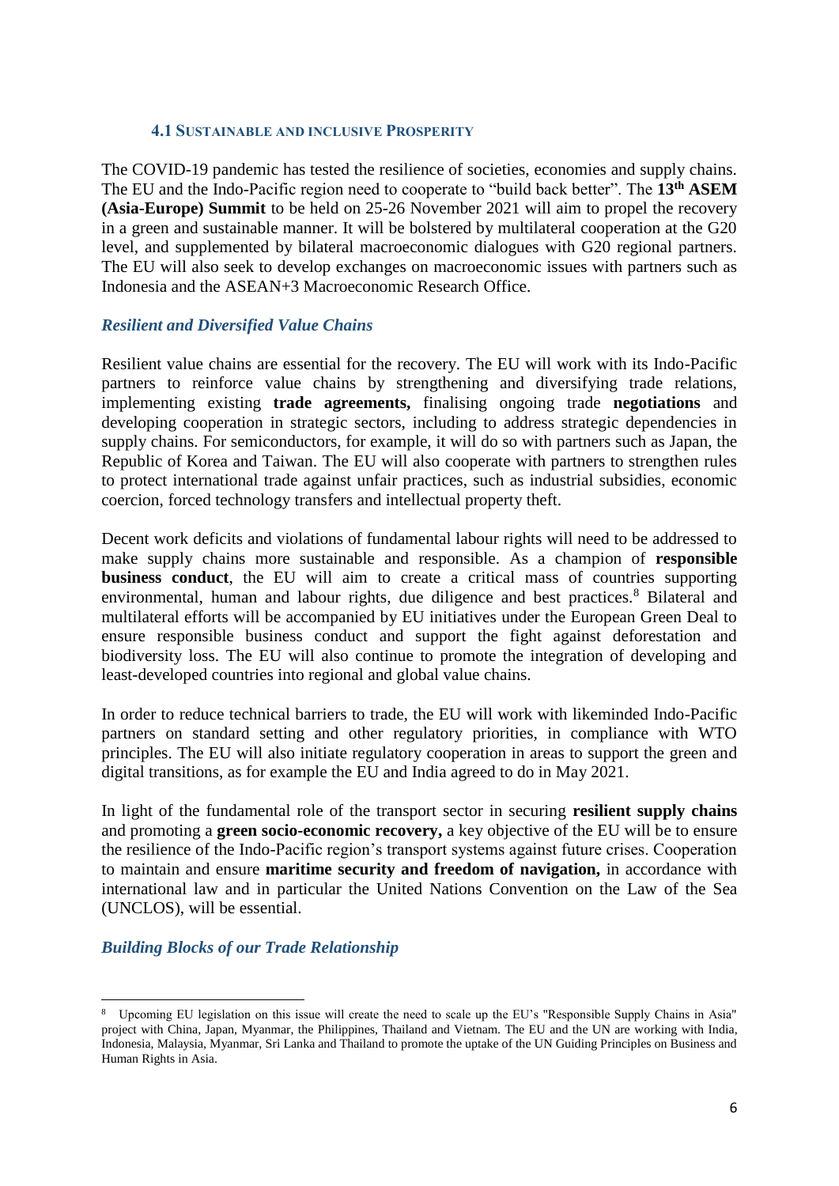### 4.1 Sustainable and inclusive Prosperity

The COVID-19 pandemic has tested the resilience of societies, economies and supply chains. The EU and the Indo-Pacific region need to cooperate to "build back better". The **13th ASEM (Asia-Europe) Summit** to be held on 25-26 November 2021 will aim to propel the recovery in a green and sustainable manner. It will be bolstered by multilateral cooperation at the G20 level, and supplemented by bilateral macroeconomic dialogues with G20 regional partners. The EU will also seek to develop exchanges on macroeconomic issues with partners such as Indonesia and the ASEAN+3 Macroeconomic Research Office.

***Resilient and Diversified Value Chains***

Resilient value chains are essential for the recovery. The EU will work with its Indo-Pacific partners to reinforce value chains by strengthening and diversifying trade relations, implementing existing **trade agreements,** finalising ongoing trade **negotiations** and developing cooperation in strategic sectors, including to address strategic dependencies in supply chains. For semiconductors, for example, it will do so with partners such as Japan, the Republic of Korea and Taiwan. The EU will also cooperate with partners to strengthen rules to protect international trade against unfair practices, such as industrial subsidies, economic coercion, forced technology transfers and intellectual property theft.

Decent work deficits and violations of fundamental labour rights will need to be addressed to make supply chains more sustainable and responsible. As a champion of **responsible business conduct**, the EU will aim to create a critical mass of countries supporting environmental, human and labour rights, due diligence and best practices.[8] Bilateral and multilateral efforts will be accompanied by EU initiatives under the European Green Deal to ensure responsible business conduct and support the fight against deforestation and biodiversity loss. The EU will also continue to promote the integration of developing and least-developed countries into regional and global value chains.

In order to reduce technical barriers to trade, the EU will work with likeminded Indo-Pacific partners on standard setting and other regulatory priorities, in compliance with WTO principles. The EU will also initiate regulatory cooperation in areas to support the green and digital transitions, as for example the EU and India agreed to do in May 2021.

In light of the fundamental role of the transport sector in securing **resilient supply chains** and promoting a **green socio-economic recovery,** a key objective of the EU will be to ensure the resilience of the Indo-Pacific region's transport systems against future crises. Cooperation to maintain and ensure **maritime security and freedom of navigation,** in accordance with international law and in particular the United Nations Convention on the Law of the Sea (UNCLOS), will be essential.

***Building Blocks of our Trade Relationship***

---

[8] Upcoming EU legislation on this issue will create the need to scale up the EU's "Responsible Supply Chains in Asia" project with China, Japan, Myanmar, the Philippines, Thailand and Vietnam. The EU and the UN are working with India, Indonesia, Malaysia, Myanmar, Sri Lanka and Thailand to promote the uptake of the UN Guiding Principles on Business and Human Rights in Asia.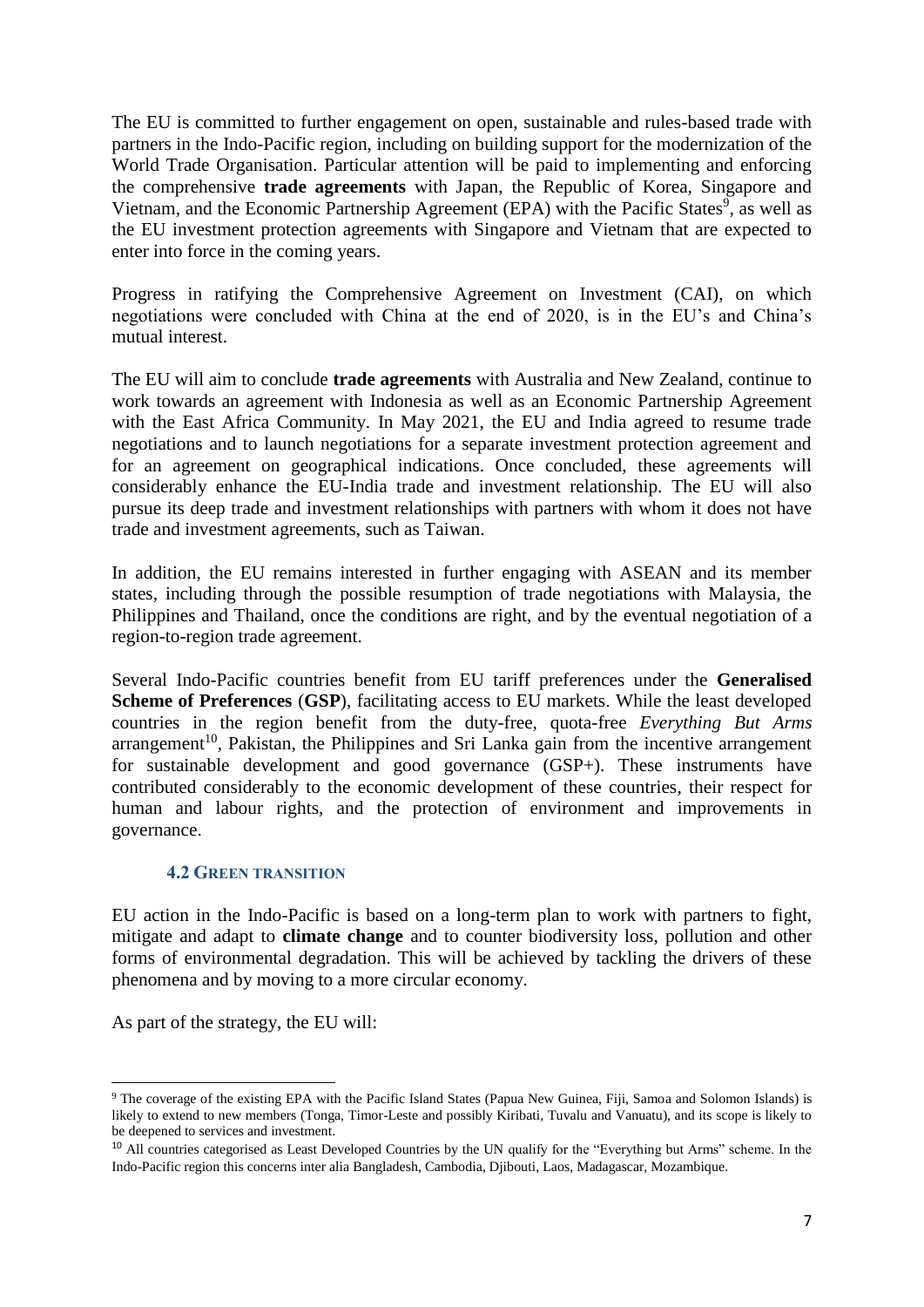The EU is committed to further engagement on open, sustainable and rules-based trade with partners in the Indo-Pacific region, including on building support for the modernization of the World Trade Organisation. Particular attention will be paid to implementing and enforcing the comprehensive **trade agreements** with Japan, the Republic of Korea, Singapore and Vietnam, and the Economic Partnership Agreement (EPA) with the Pacific States[9], as well as the EU investment protection agreements with Singapore and Vietnam that are expected to enter into force in the coming years.

Progress in ratifying the Comprehensive Agreement on Investment (CAI), on which negotiations were concluded with China at the end of 2020, is in the EU's and China's mutual interest.

The EU will aim to conclude **trade agreements** with Australia and New Zealand, continue to work towards an agreement with Indonesia as well as an Economic Partnership Agreement with the East Africa Community. In May 2021, the EU and India agreed to resume trade negotiations and to launch negotiations for a separate investment protection agreement and for an agreement on geographical indications. Once concluded, these agreements will considerably enhance the EU-India trade and investment relationship. The EU will also pursue its deep trade and investment relationships with partners with whom it does not have trade and investment agreements, such as Taiwan.

In addition, the EU remains interested in further engaging with ASEAN and its member states, including through the possible resumption of trade negotiations with Malaysia, the Philippines and Thailand, once the conditions are right, and by the eventual negotiation of a region-to-region trade agreement.

Several Indo-Pacific countries benefit from EU tariff preferences under the **Generalised Scheme of Preferences** (**GSP**), facilitating access to EU markets. While the least developed countries in the region benefit from the duty-free, quota-free *Everything But Arms* arrangement[10], Pakistan, the Philippines and Sri Lanka gain from the incentive arrangement for sustainable development and good governance (GSP+). These instruments have contributed considerably to the economic development of these countries, their respect for human and labour rights, and the protection of environment and improvements in governance.

### 4.2 Green transition

EU action in the Indo-Pacific is based on a long-term plan to work with partners to fight, mitigate and adapt to **climate change** and to counter biodiversity loss, pollution and other forms of environmental degradation. This will be achieved by tackling the drivers of these phenomena and by moving to a more circular economy.

As part of the strategy, the EU will:

---

[9] The coverage of the existing EPA with the Pacific Island States (Papua New Guinea, Fiji, Samoa and Solomon Islands) is likely to extend to new members (Tonga, Timor-Leste and possibly Kiribati, Tuvalu and Vanuatu), and its scope is likely to be deepened to services and investment.

[10] All countries categorised as Least Developed Countries by the UN qualify for the "Everything but Arms" scheme. In the Indo-Pacific region this concerns inter alia Bangladesh, Cambodia, Djibouti, Laos, Madagascar, Mozambique.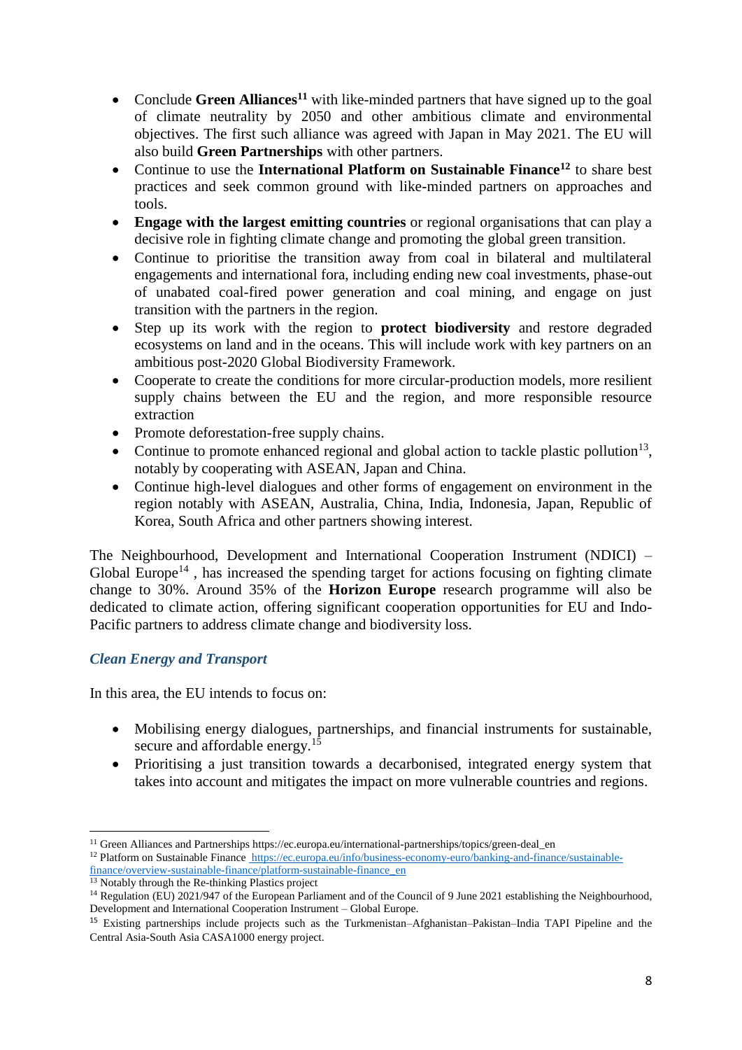- Conclude **Green Alliances**[11] with like-minded partners that have signed up to the goal of climate neutrality by 2050 and other ambitious climate and environmental objectives. The first such alliance was agreed with Japan in May 2021. The EU will also build **Green Partnerships** with other partners.
- Continue to use the **International Platform on Sustainable Finance**[12] to share best practices and seek common ground with like-minded partners on approaches and tools.
- **Engage with the largest emitting countries** or regional organisations that can play a decisive role in fighting climate change and promoting the global green transition.
- Continue to prioritise the transition away from coal in bilateral and multilateral engagements and international fora, including ending new coal investments, phase-out of unabated coal-fired power generation and coal mining, and engage on just transition with the partners in the region.
- Step up its work with the region to **protect biodiversity** and restore degraded ecosystems on land and in the oceans. This will include work with key partners on an ambitious post-2020 Global Biodiversity Framework.
- Cooperate to create the conditions for more circular-production models, more resilient supply chains between the EU and the region, and more responsible resource extraction
- Promote deforestation-free supply chains.
- Continue to promote enhanced regional and global action to tackle plastic pollution[13], notably by cooperating with ASEAN, Japan and China.
- Continue high-level dialogues and other forms of engagement on environment in the region notably with ASEAN, Australia, China, India, Indonesia, Japan, Republic of Korea, South Africa and other partners showing interest.

The Neighbourhood, Development and International Cooperation Instrument (NDICI) – Global Europe[14] , has increased the spending target for actions focusing on fighting climate change to 30%. Around 35% of the **Horizon Europe** research programme will also be dedicated to climate action, offering significant cooperation opportunities for EU and Indo-Pacific partners to address climate change and biodiversity loss.

### *Clean Energy and Transport*

In this area, the EU intends to focus on:

- Mobilising energy dialogues, partnerships, and financial instruments for sustainable, secure and affordable energy.[15]
- Prioritising a just transition towards a decarbonised, integrated energy system that takes into account and mitigates the impact on more vulnerable countries and regions.

---

[11] Green Alliances and Partnerships https://ec.europa.eu/international-partnerships/topics/green-deal_en

[12] Platform on Sustainable Finance https://ec.europa.eu/info/business-economy-euro/banking-and-finance/sustainable-finance/overview-sustainable-finance/platform-sustainable-finance_en

[13] Notably through the Re-thinking Plastics project

[14] Regulation (EU) 2021/947 of the European Parliament and of the Council of 9 June 2021 establishing the Neighbourhood, Development and International Cooperation Instrument – Global Europe.

[15] Existing partnerships include projects such as the Turkmenistan–Afghanistan–Pakistan–India TAPI Pipeline and the Central Asia-South Asia CASA1000 energy project.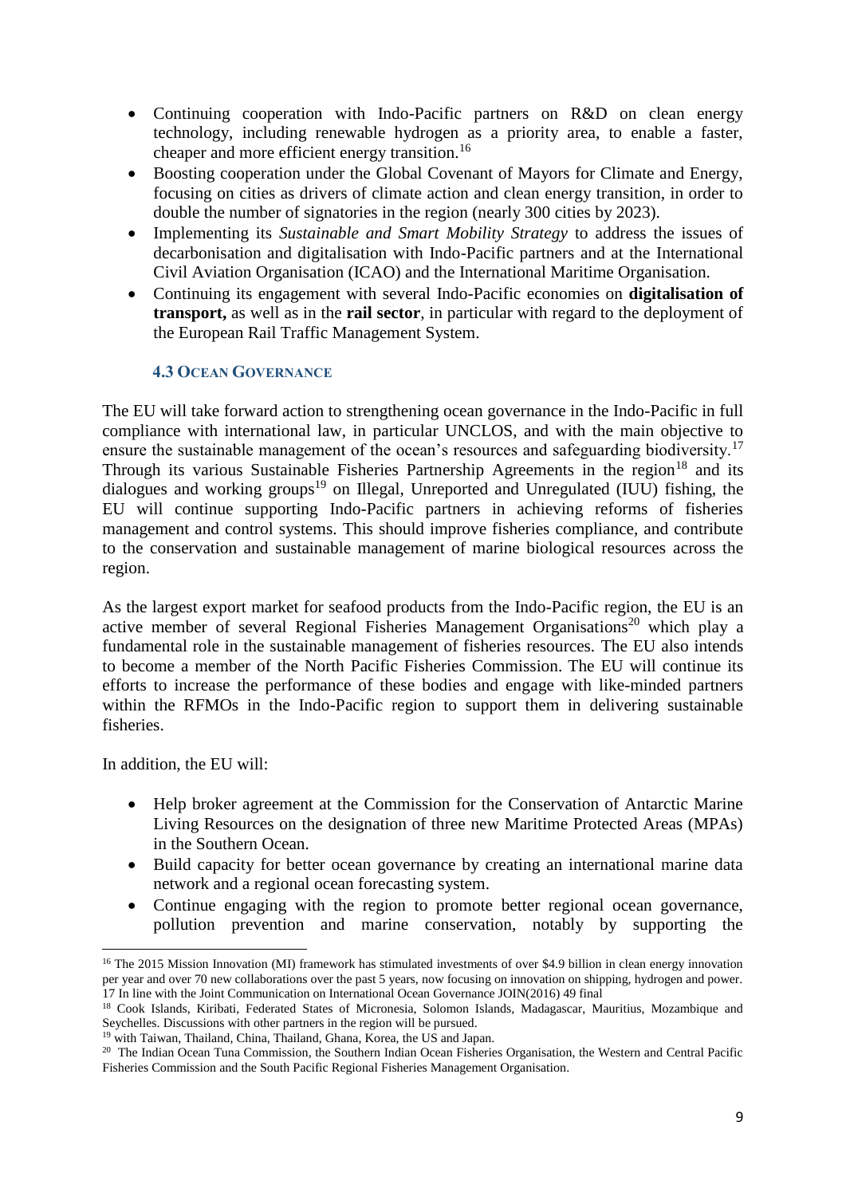- Continuing cooperation with Indo-Pacific partners on R&D on clean energy technology, including renewable hydrogen as a priority area, to enable a faster, cheaper and more efficient energy transition.[16]
- Boosting cooperation under the Global Covenant of Mayors for Climate and Energy, focusing on cities as drivers of climate action and clean energy transition, in order to double the number of signatories in the region (nearly 300 cities by 2023).
- Implementing its *Sustainable and Smart Mobility Strategy* to address the issues of decarbonisation and digitalisation with Indo-Pacific partners and at the International Civil Aviation Organisation (ICAO) and the International Maritime Organisation.
- Continuing its engagement with several Indo-Pacific economies on **digitalisation of transport,** as well as in the **rail sector**, in particular with regard to the deployment of the European Rail Traffic Management System.

### 4.3 Ocean Governance

The EU will take forward action to strengthening ocean governance in the Indo-Pacific in full compliance with international law, in particular UNCLOS, and with the main objective to ensure the sustainable management of the ocean's resources and safeguarding biodiversity.[17] Through its various Sustainable Fisheries Partnership Agreements in the region[18] and its dialogues and working groups[19] on Illegal, Unreported and Unregulated (IUU) fishing, the EU will continue supporting Indo-Pacific partners in achieving reforms of fisheries management and control systems. This should improve fisheries compliance, and contribute to the conservation and sustainable management of marine biological resources across the region.

As the largest export market for seafood products from the Indo-Pacific region, the EU is an active member of several Regional Fisheries Management Organisations[20] which play a fundamental role in the sustainable management of fisheries resources. The EU also intends to become a member of the North Pacific Fisheries Commission. The EU will continue its efforts to increase the performance of these bodies and engage with like-minded partners within the RFMOs in the Indo-Pacific region to support them in delivering sustainable fisheries.

In addition, the EU will:

- Help broker agreement at the Commission for the Conservation of Antarctic Marine Living Resources on the designation of three new Maritime Protected Areas (MPAs) in the Southern Ocean.
- Build capacity for better ocean governance by creating an international marine data network and a regional ocean forecasting system.
- Continue engaging with the region to promote better regional ocean governance, pollution prevention and marine conservation, notably by supporting the

---

[16] The 2015 Mission Innovation (MI) framework has stimulated investments of over $4.9 billion in clean energy innovation per year and over 70 new collaborations over the past 5 years, now focusing on innovation on shipping, hydrogen and power.

[17] In line with the Joint Communication on International Ocean Governance JOIN(2016) 49 final

[18] Cook Islands, Kiribati, Federated States of Micronesia, Solomon Islands, Madagascar, Mauritius, Mozambique and Seychelles. Discussions with other partners in the region will be pursued.

[19] with Taiwan, Thailand, China, Thailand, Ghana, Korea, the US and Japan.

[20] The Indian Ocean Tuna Commission, the Southern Indian Ocean Fisheries Organisation, the Western and Central Pacific Fisheries Commission and the South Pacific Regional Fisheries Management Organisation.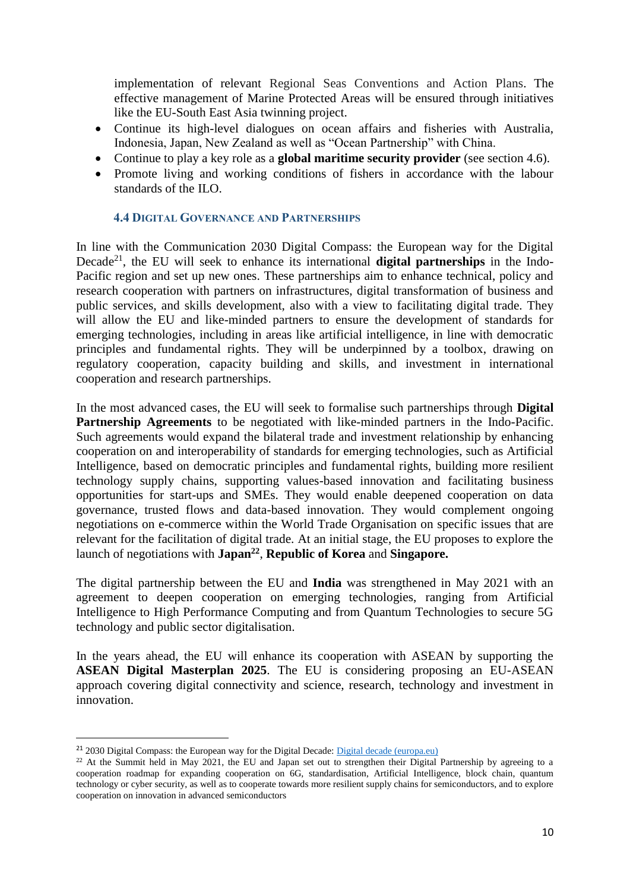implementation of relevant Regional Seas Conventions and Action Plans. The effective management of Marine Protected Areas will be ensured through initiatives like the EU-South East Asia twinning project.

- Continue its high-level dialogues on ocean affairs and fisheries with Australia, Indonesia, Japan, New Zealand as well as "Ocean Partnership" with China.
- Continue to play a key role as a **global maritime security provider** (see section 4.6).
- Promote living and working conditions of fishers in accordance with the labour standards of the ILO.

### 4.4 Digital Governance and Partnerships

In line with the Communication 2030 Digital Compass: the European way for the Digital Decade[21], the EU will seek to enhance its international **digital partnerships** in the Indo-Pacific region and set up new ones. These partnerships aim to enhance technical, policy and research cooperation with partners on infrastructures, digital transformation of business and public services, and skills development, also with a view to facilitating digital trade. They will allow the EU and like-minded partners to ensure the development of standards for emerging technologies, including in areas like artificial intelligence, in line with democratic principles and fundamental rights. They will be underpinned by a toolbox, drawing on regulatory cooperation, capacity building and skills, and investment in international cooperation and research partnerships.

In the most advanced cases, the EU will seek to formalise such partnerships through **Digital Partnership Agreements** to be negotiated with like-minded partners in the Indo-Pacific. Such agreements would expand the bilateral trade and investment relationship by enhancing cooperation on and interoperability of standards for emerging technologies, such as Artificial Intelligence, based on democratic principles and fundamental rights, building more resilient technology supply chains, supporting values-based innovation and facilitating business opportunities for start-ups and SMEs. They would enable deepened cooperation on data governance, trusted flows and data-based innovation. They would complement ongoing negotiations on e-commerce within the World Trade Organisation on specific issues that are relevant for the facilitation of digital trade. At an initial stage, the EU proposes to explore the launch of negotiations with **Japan**[22], **Republic of Korea** and **Singapore.**

The digital partnership between the EU and **India** was strengthened in May 2021 with an agreement to deepen cooperation on emerging technologies, ranging from Artificial Intelligence to High Performance Computing and from Quantum Technologies to secure 5G technology and public sector digitalisation.

In the years ahead, the EU will enhance its cooperation with ASEAN by supporting the **ASEAN Digital Masterplan 2025**. The EU is considering proposing an EU-ASEAN approach covering digital connectivity and science, research, technology and investment in innovation.

---

[21] 2030 Digital Compass: the European way for the Digital Decade: [Digital decade (europa.eu)](https://europa.eu)

[22] At the Summit held in May 2021, the EU and Japan set out to strengthen their Digital Partnership by agreeing to a cooperation roadmap for expanding cooperation on 6G, standardisation, Artificial Intelligence, block chain, quantum technology or cyber security, as well as to cooperate towards more resilient supply chains for semiconductors, and to explore cooperation on innovation in advanced semiconductors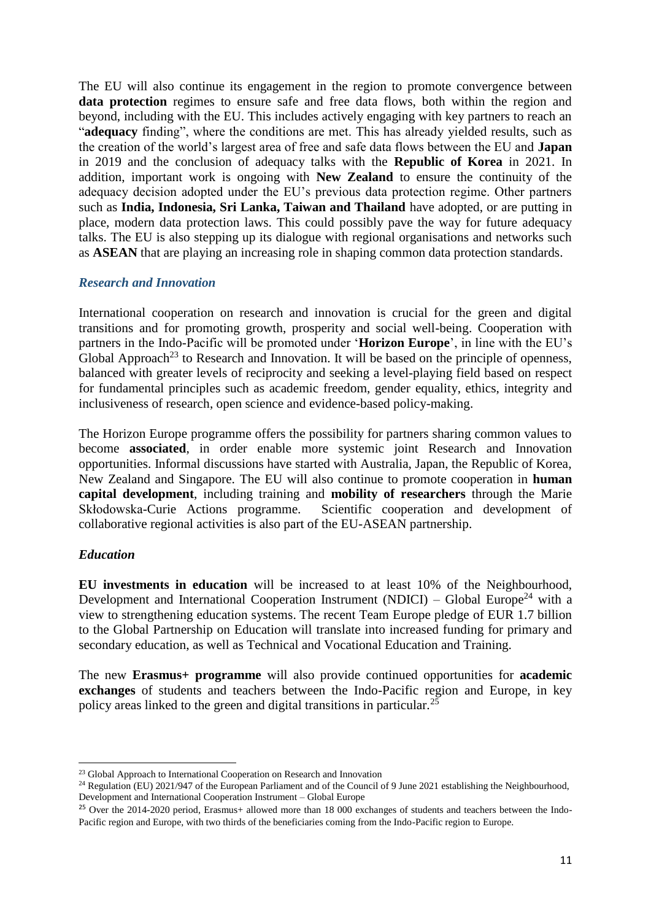The EU will also continue its engagement in the region to promote convergence between **data protection** regimes to ensure safe and free data flows, both within the region and beyond, including with the EU. This includes actively engaging with key partners to reach an "**adequacy** finding", where the conditions are met. This has already yielded results, such as the creation of the world's largest area of free and safe data flows between the EU and **Japan** in 2019 and the conclusion of adequacy talks with the **Republic of Korea** in 2021. In addition, important work is ongoing with **New Zealand** to ensure the continuity of the adequacy decision adopted under the EU's previous data protection regime. Other partners such as **India, Indonesia, Sri Lanka, Taiwan and Thailand** have adopted, or are putting in place, modern data protection laws. This could possibly pave the way for future adequacy talks. The EU is also stepping up its dialogue with regional organisations and networks such as **ASEAN** that are playing an increasing role in shaping common data protection standards.

### *Research and Innovation*

International cooperation on research and innovation is crucial for the green and digital transitions and for promoting growth, prosperity and social well-being. Cooperation with partners in the Indo-Pacific will be promoted under '**Horizon Europe**', in line with the EU's Global Approach[23] to Research and Innovation. It will be based on the principle of openness, balanced with greater levels of reciprocity and seeking a level-playing field based on respect for fundamental principles such as academic freedom, gender equality, ethics, integrity and inclusiveness of research, open science and evidence-based policy-making.

The Horizon Europe programme offers the possibility for partners sharing common values to become **associated**, in order enable more systemic joint Research and Innovation opportunities. Informal discussions have started with Australia, Japan, the Republic of Korea, New Zealand and Singapore. The EU will also continue to promote cooperation in **human capital development**, including training and **mobility of researchers** through the Marie Skłodowska-Curie Actions programme. Scientific cooperation and development of collaborative regional activities is also part of the EU-ASEAN partnership.

### *Education*

**EU investments in education** will be increased to at least 10% of the Neighbourhood, Development and International Cooperation Instrument (NDICI) – Global Europe[24] with a view to strengthening education systems. The recent Team Europe pledge of EUR 1.7 billion to the Global Partnership on Education will translate into increased funding for primary and secondary education, as well as Technical and Vocational Education and Training.

The new **Erasmus+ programme** will also provide continued opportunities for **academic exchanges** of students and teachers between the Indo-Pacific region and Europe, in key policy areas linked to the green and digital transitions in particular.[25]

---

[23] Global Approach to International Cooperation on Research and Innovation

[24] Regulation (EU) 2021/947 of the European Parliament and of the Council of 9 June 2021 establishing the Neighbourhood, Development and International Cooperation Instrument – Global Europe

[25] Over the 2014-2020 period, Erasmus+ allowed more than 18 000 exchanges of students and teachers between the Indo-Pacific region and Europe, with two thirds of the beneficiaries coming from the Indo-Pacific region to Europe.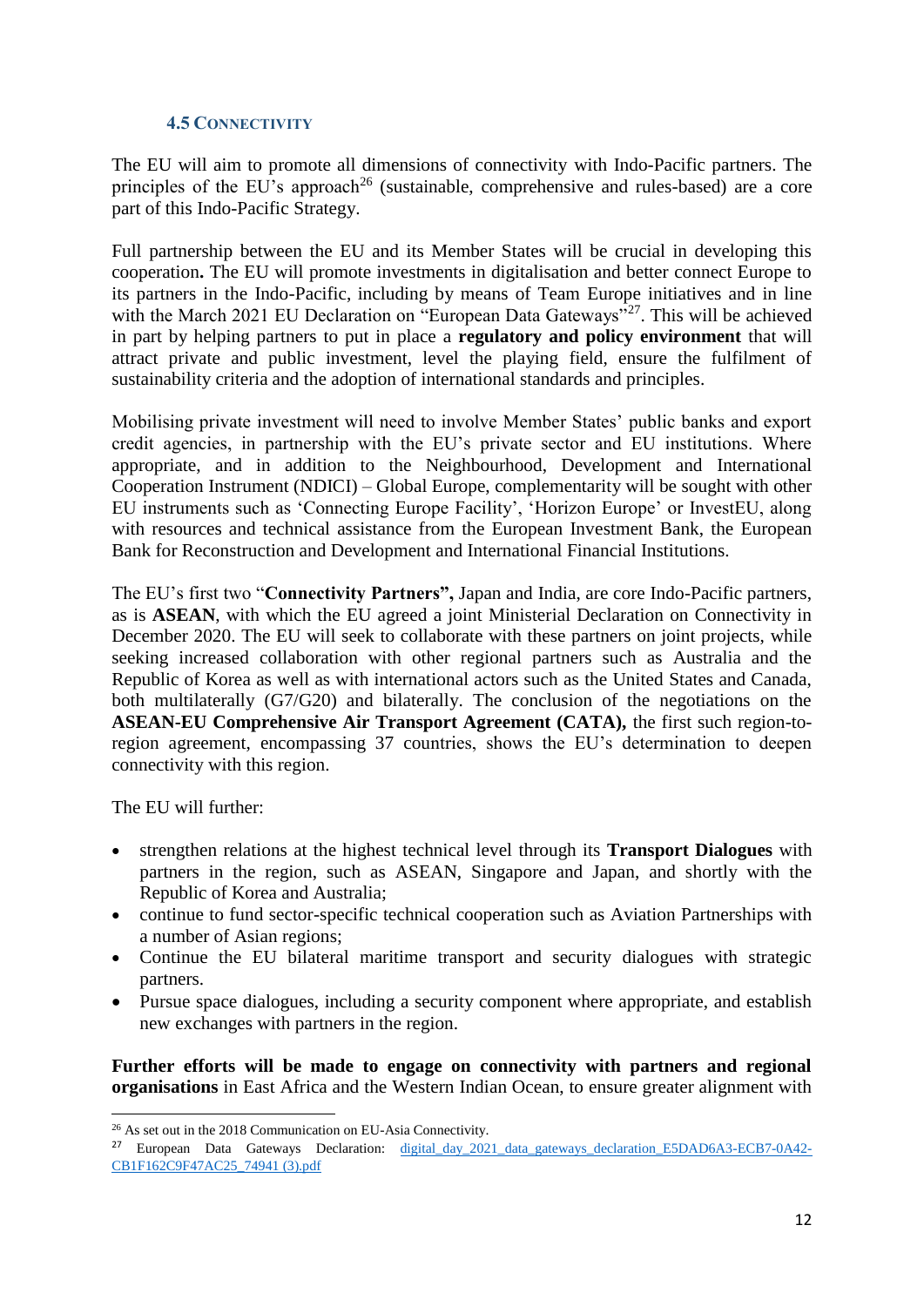### 4.5 Connectivity

The EU will aim to promote all dimensions of connectivity with Indo-Pacific partners. The principles of the EU's approach[26] (sustainable, comprehensive and rules-based) are a core part of this Indo-Pacific Strategy.

Full partnership between the EU and its Member States will be crucial in developing this cooperation**.** The EU will promote investments in digitalisation and better connect Europe to its partners in the Indo-Pacific, including by means of Team Europe initiatives and in line with the March 2021 EU Declaration on "European Data Gateways"[27]. This will be achieved in part by helping partners to put in place a **regulatory and policy environment** that will attract private and public investment, level the playing field, ensure the fulfilment of sustainability criteria and the adoption of international standards and principles.

Mobilising private investment will need to involve Member States' public banks and export credit agencies, in partnership with the EU's private sector and EU institutions. Where appropriate, and in addition to the Neighbourhood, Development and International Cooperation Instrument (NDICI) – Global Europe, complementarity will be sought with other EU instruments such as 'Connecting Europe Facility', 'Horizon Europe' or InvestEU, along with resources and technical assistance from the European Investment Bank, the European Bank for Reconstruction and Development and International Financial Institutions.

The EU's first two "**Connectivity Partners",** Japan and India, are core Indo-Pacific partners, as is **ASEAN**, with which the EU agreed a joint Ministerial Declaration on Connectivity in December 2020. The EU will seek to collaborate with these partners on joint projects, while seeking increased collaboration with other regional partners such as Australia and the Republic of Korea as well as with international actors such as the United States and Canada, both multilaterally (G7/G20) and bilaterally. The conclusion of the negotiations on the **ASEAN-EU Comprehensive Air Transport Agreement (CATA),** the first such region-to-region agreement, encompassing 37 countries, shows the EU's determination to deepen connectivity with this region.

The EU will further:

- strengthen relations at the highest technical level through its **Transport Dialogues** with partners in the region, such as ASEAN, Singapore and Japan, and shortly with the Republic of Korea and Australia;
- continue to fund sector-specific technical cooperation such as Aviation Partnerships with a number of Asian regions;
- Continue the EU bilateral maritime transport and security dialogues with strategic partners.
- Pursue space dialogues, including a security component where appropriate, and establish new exchanges with partners in the region.

**Further efforts will be made to engage on connectivity with partners and regional organisations** in East Africa and the Western Indian Ocean, to ensure greater alignment with

[26] As set out in the 2018 Communication on EU-Asia Connectivity.

[27] European Data Gateways Declaration: [digital_day_2021_data_gateways_declaration_E5DAD6A3-ECB7-0A42-CB1F162C9F47AC25_74941 (3).pdf](digital_day_2021_data_gateways_declaration_E5DAD6A3-ECB7-0A42-CB1F162C9F47AC25_74941 (3).pdf)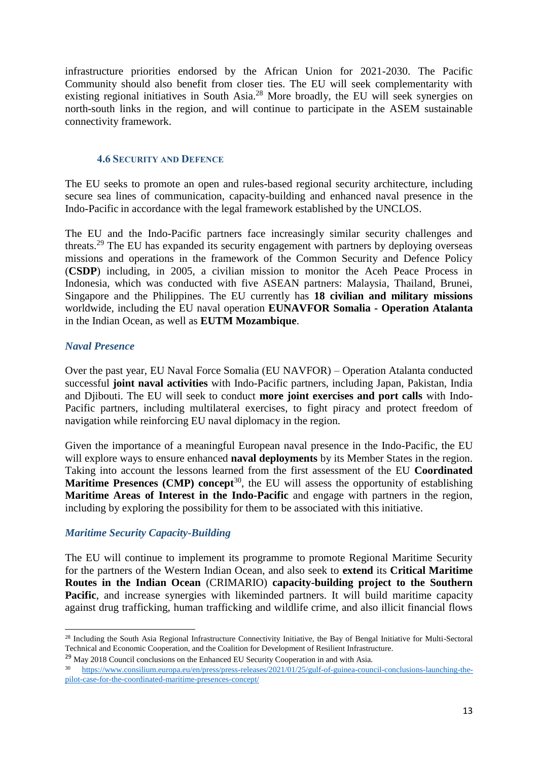infrastructure priorities endorsed by the African Union for 2021-2030. The Pacific Community should also benefit from closer ties. The EU will seek complementarity with existing regional initiatives in South Asia.[28] More broadly, the EU will seek synergies on north-south links in the region, and will continue to participate in the ASEM sustainable connectivity framework.

### 4.6 Security and Defence

The EU seeks to promote an open and rules-based regional security architecture, including secure sea lines of communication, capacity-building and enhanced naval presence in the Indo-Pacific in accordance with the legal framework established by the UNCLOS.

The EU and the Indo-Pacific partners face increasingly similar security challenges and threats.[29] The EU has expanded its security engagement with partners by deploying overseas missions and operations in the framework of the Common Security and Defence Policy (**CSDP**) including, in 2005, a civilian mission to monitor the Aceh Peace Process in Indonesia, which was conducted with five ASEAN partners: Malaysia, Thailand, Brunei, Singapore and the Philippines. The EU currently has **18 civilian and military missions** worldwide, including the EU naval operation **EUNAVFOR Somalia - Operation Atalanta** in the Indian Ocean, as well as **EUTM Mozambique**.

#### *Naval Presence*

Over the past year, EU Naval Force Somalia (EU NAVFOR) – Operation Atalanta conducted successful **joint naval activities** with Indo-Pacific partners, including Japan, Pakistan, India and Djibouti. The EU will seek to conduct **more joint exercises and port calls** with Indo-Pacific partners, including multilateral exercises, to fight piracy and protect freedom of navigation while reinforcing EU naval diplomacy in the region.

Given the importance of a meaningful European naval presence in the Indo-Pacific, the EU will explore ways to ensure enhanced **naval deployments** by its Member States in the region. Taking into account the lessons learned from the first assessment of the EU **Coordinated Maritime Presences (CMP) concept**[30], the EU will assess the opportunity of establishing **Maritime Areas of Interest in the Indo-Pacific** and engage with partners in the region, including by exploring the possibility for them to be associated with this initiative.

#### *Maritime Security Capacity-Building*

The EU will continue to implement its programme to promote Regional Maritime Security for the partners of the Western Indian Ocean, and also seek to **extend** its **Critical Maritime Routes in the Indian Ocean** (CRIMARIO) **capacity-building project to the Southern Pacific**, and increase synergies with likeminded partners. It will build maritime capacity against drug trafficking, human trafficking and wildlife crime, and also illicit financial flows

---

[28] Including the South Asia Regional Infrastructure Connectivity Initiative, the Bay of Bengal Initiative for Multi-Sectoral Technical and Economic Cooperation, and the Coalition for Development of Resilient Infrastructure.

[29] May 2018 Council conclusions on the Enhanced EU Security Cooperation in and with Asia.

[30] https://www.consilium.europa.eu/en/press/press-releases/2021/01/25/gulf-of-guinea-council-conclusions-launching-the-pilot-case-for-the-coordinated-maritime-presences-concept/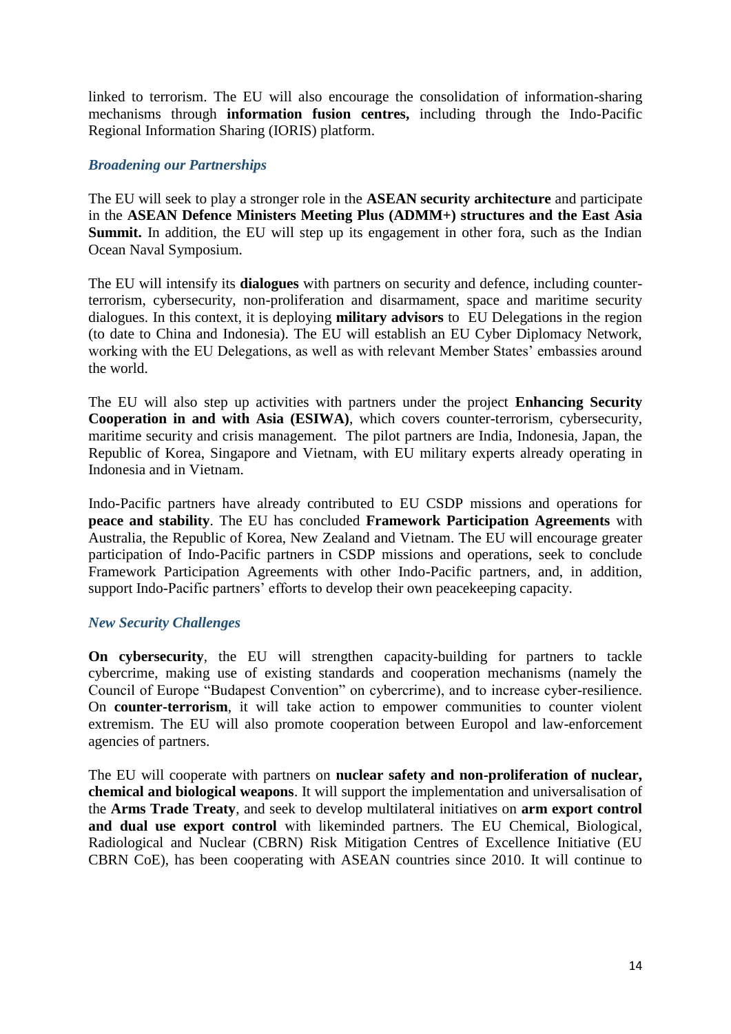linked to terrorism. The EU will also encourage the consolidation of information-sharing mechanisms through **information fusion centres,** including through the Indo-Pacific Regional Information Sharing (IORIS) platform.

### *Broadening our Partnerships*

The EU will seek to play a stronger role in the **ASEAN security architecture** and participate in the **ASEAN Defence Ministers Meeting Plus (ADMM+) structures and the East Asia Summit.** In addition, the EU will step up its engagement in other fora, such as the Indian Ocean Naval Symposium.

The EU will intensify its **dialogues** with partners on security and defence, including counter-terrorism, cybersecurity, non-proliferation and disarmament, space and maritime security dialogues. In this context, it is deploying **military advisors** to EU Delegations in the region (to date to China and Indonesia). The EU will establish an EU Cyber Diplomacy Network, working with the EU Delegations, as well as with relevant Member States' embassies around the world.

The EU will also step up activities with partners under the project **Enhancing Security Cooperation in and with Asia (ESIWA)**, which covers counter-terrorism, cybersecurity, maritime security and crisis management. The pilot partners are India, Indonesia, Japan, the Republic of Korea, Singapore and Vietnam, with EU military experts already operating in Indonesia and in Vietnam.

Indo-Pacific partners have already contributed to EU CSDP missions and operations for **peace and stability**. The EU has concluded **Framework Participation Agreements** with Australia, the Republic of Korea, New Zealand and Vietnam. The EU will encourage greater participation of Indo-Pacific partners in CSDP missions and operations, seek to conclude Framework Participation Agreements with other Indo-Pacific partners, and, in addition, support Indo-Pacific partners' efforts to develop their own peacekeeping capacity.

### *New Security Challenges*

**On cybersecurity**, the EU will strengthen capacity-building for partners to tackle cybercrime, making use of existing standards and cooperation mechanisms (namely the Council of Europe "Budapest Convention" on cybercrime), and to increase cyber-resilience. On **counter-terrorism**, it will take action to empower communities to counter violent extremism. The EU will also promote cooperation between Europol and law-enforcement agencies of partners.

The EU will cooperate with partners on **nuclear safety and non-proliferation of nuclear, chemical and biological weapons**. It will support the implementation and universalisation of the **Arms Trade Treaty**, and seek to develop multilateral initiatives on **arm export control and dual use export control** with likeminded partners. The EU Chemical, Biological, Radiological and Nuclear (CBRN) Risk Mitigation Centres of Excellence Initiative (EU CBRN CoE), has been cooperating with ASEAN countries since 2010. It will continue to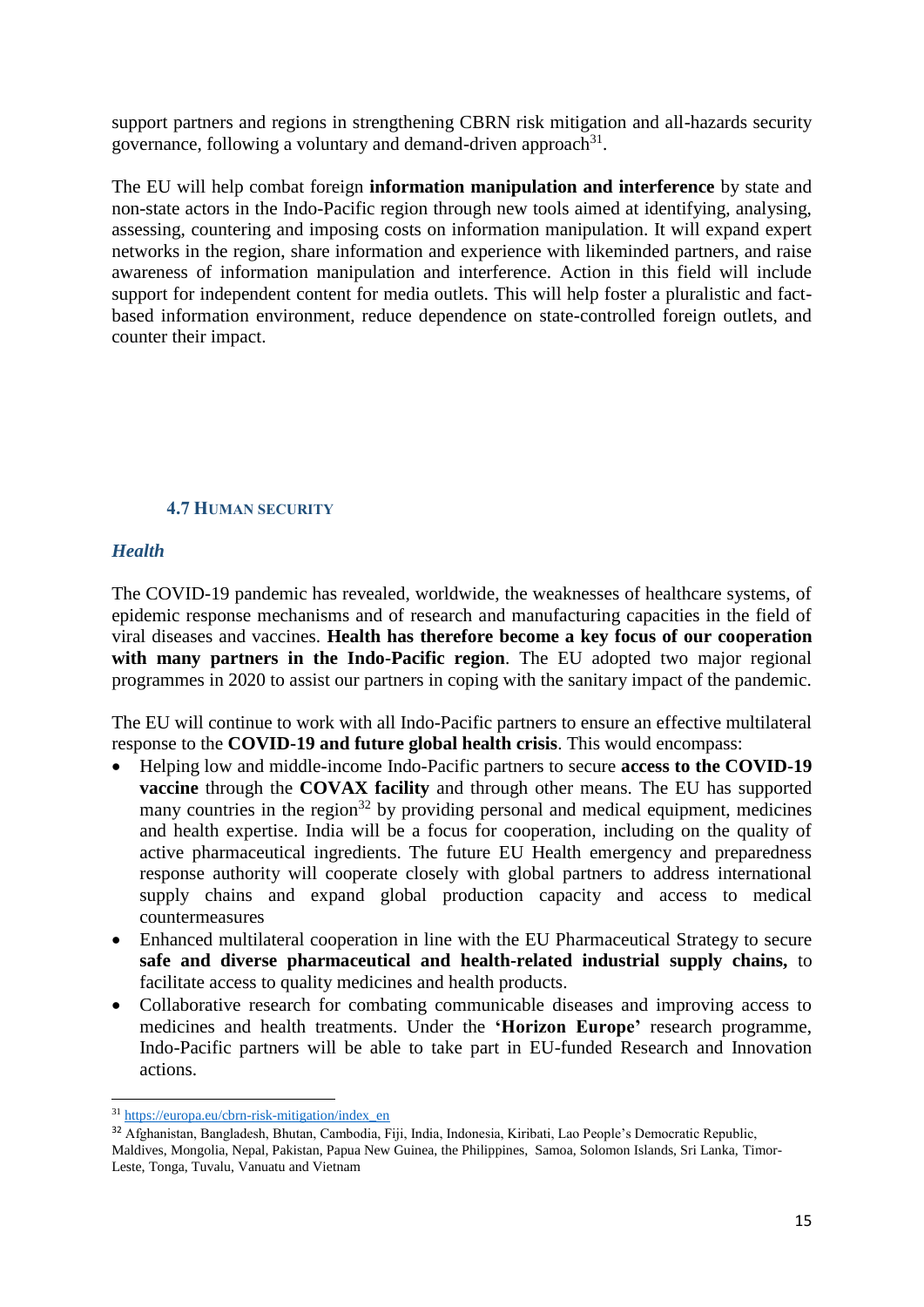support partners and regions in strengthening CBRN risk mitigation and all-hazards security governance, following a voluntary and demand-driven approach[31].

The EU will help combat foreign **information manipulation and interference** by state and non-state actors in the Indo-Pacific region through new tools aimed at identifying, analysing, assessing, countering and imposing costs on information manipulation. It will expand expert networks in the region, share information and experience with likeminded partners, and raise awareness of information manipulation and interference. Action in this field will include support for independent content for media outlets. This will help foster a pluralistic and fact-based information environment, reduce dependence on state-controlled foreign outlets, and counter their impact.

### 4.7 Human security

#### *Health*

The COVID-19 pandemic has revealed, worldwide, the weaknesses of healthcare systems, of epidemic response mechanisms and of research and manufacturing capacities in the field of viral diseases and vaccines. **Health has therefore become a key focus of our cooperation with many partners in the Indo-Pacific region**. The EU adopted two major regional programmes in 2020 to assist our partners in coping with the sanitary impact of the pandemic.

The EU will continue to work with all Indo-Pacific partners to ensure an effective multilateral response to the **COVID-19 and future global health crisis**. This would encompass:

- Helping low and middle-income Indo-Pacific partners to secure **access to the COVID-19 vaccine** through the **COVAX facility** and through other means. The EU has supported many countries in the region[32] by providing personal and medical equipment, medicines and health expertise. India will be a focus for cooperation, including on the quality of active pharmaceutical ingredients. The future EU Health emergency and preparedness response authority will cooperate closely with global partners to address international supply chains and expand global production capacity and access to medical countermeasures
- Enhanced multilateral cooperation in line with the EU Pharmaceutical Strategy to secure **safe and diverse pharmaceutical and health-related industrial supply chains,** to facilitate access to quality medicines and health products.
- Collaborative research for combating communicable diseases and improving access to medicines and health treatments. Under the **'Horizon Europe'** research programme, Indo-Pacific partners will be able to take part in EU-funded Research and Innovation actions.

---

[31] https://europa.eu/cbrn-risk-mitigation/index_en

[32] Afghanistan, Bangladesh, Bhutan, Cambodia, Fiji, India, Indonesia, Kiribati, Lao People's Democratic Republic, Maldives, Mongolia, Nepal, Pakistan, Papua New Guinea, the Philippines, Samoa, Solomon Islands, Sri Lanka, Timor-Leste, Tonga, Tuvalu, Vanuatu and Vietnam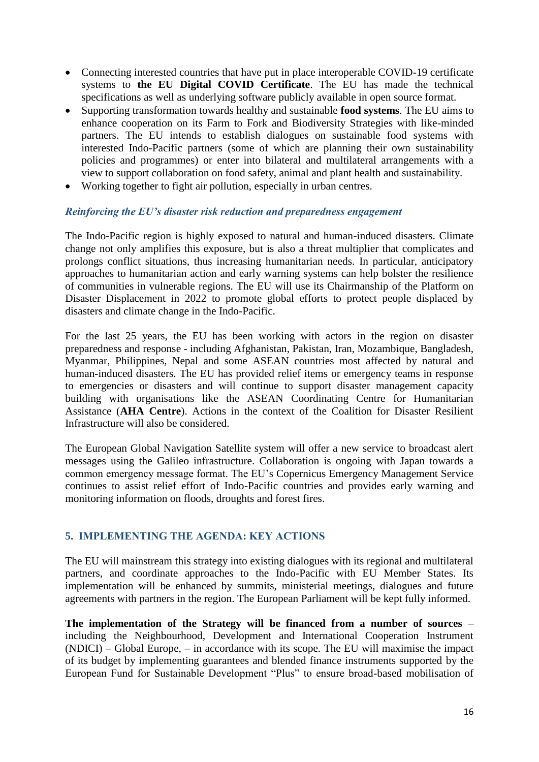- Connecting interested countries that have put in place interoperable COVID-19 certificate systems to **the EU Digital COVID Certificate**. The EU has made the technical specifications as well as underlying software publicly available in open source format.
- Supporting transformation towards healthy and sustainable **food systems**. The EU aims to enhance cooperation on its Farm to Fork and Biodiversity Strategies with like-minded partners. The EU intends to establish dialogues on sustainable food systems with interested Indo-Pacific partners (some of which are planning their own sustainability policies and programmes) or enter into bilateral and multilateral arrangements with a view to support collaboration on food safety, animal and plant health and sustainability.
- Working together to fight air pollution, especially in urban centres.

### *Reinforcing the EU's disaster risk reduction and preparedness engagement*

The Indo-Pacific region is highly exposed to natural and human-induced disasters. Climate change not only amplifies this exposure, but is also a threat multiplier that complicates and prolongs conflict situations, thus increasing humanitarian needs. In particular, anticipatory approaches to humanitarian action and early warning systems can help bolster the resilience of communities in vulnerable regions. The EU will use its Chairmanship of the Platform on Disaster Displacement in 2022 to promote global efforts to protect people displaced by disasters and climate change in the Indo-Pacific.

For the last 25 years, the EU has been working with actors in the region on disaster preparedness and response - including Afghanistan, Pakistan, Iran, Mozambique, Bangladesh, Myanmar, Philippines, Nepal and some ASEAN countries most affected by natural and human-induced disasters. The EU has provided relief items or emergency teams in response to emergencies or disasters and will continue to support disaster management capacity building with organisations like the ASEAN Coordinating Centre for Humanitarian Assistance (**AHA Centre**). Actions in the context of the Coalition for Disaster Resilient Infrastructure will also be considered.

The European Global Navigation Satellite system will offer a new service to broadcast alert messages using the Galileo infrastructure. Collaboration is ongoing with Japan towards a common emergency message format. The EU's Copernicus Emergency Management Service continues to assist relief effort of Indo-Pacific countries and provides early warning and monitoring information on floods, droughts and forest fires.

## 5. IMPLEMENTING THE AGENDA: KEY ACTIONS

The EU will mainstream this strategy into existing dialogues with its regional and multilateral partners, and coordinate approaches to the Indo-Pacific with EU Member States. Its implementation will be enhanced by summits, ministerial meetings, dialogues and future agreements with partners in the region. The European Parliament will be kept fully informed.

**The implementation of the Strategy will be financed from a number of sources** – including the Neighbourhood, Development and International Cooperation Instrument (NDICI) – Global Europe, – in accordance with its scope. The EU will maximise the impact of its budget by implementing guarantees and blended finance instruments supported by the European Fund for Sustainable Development "Plus" to ensure broad-based mobilisation of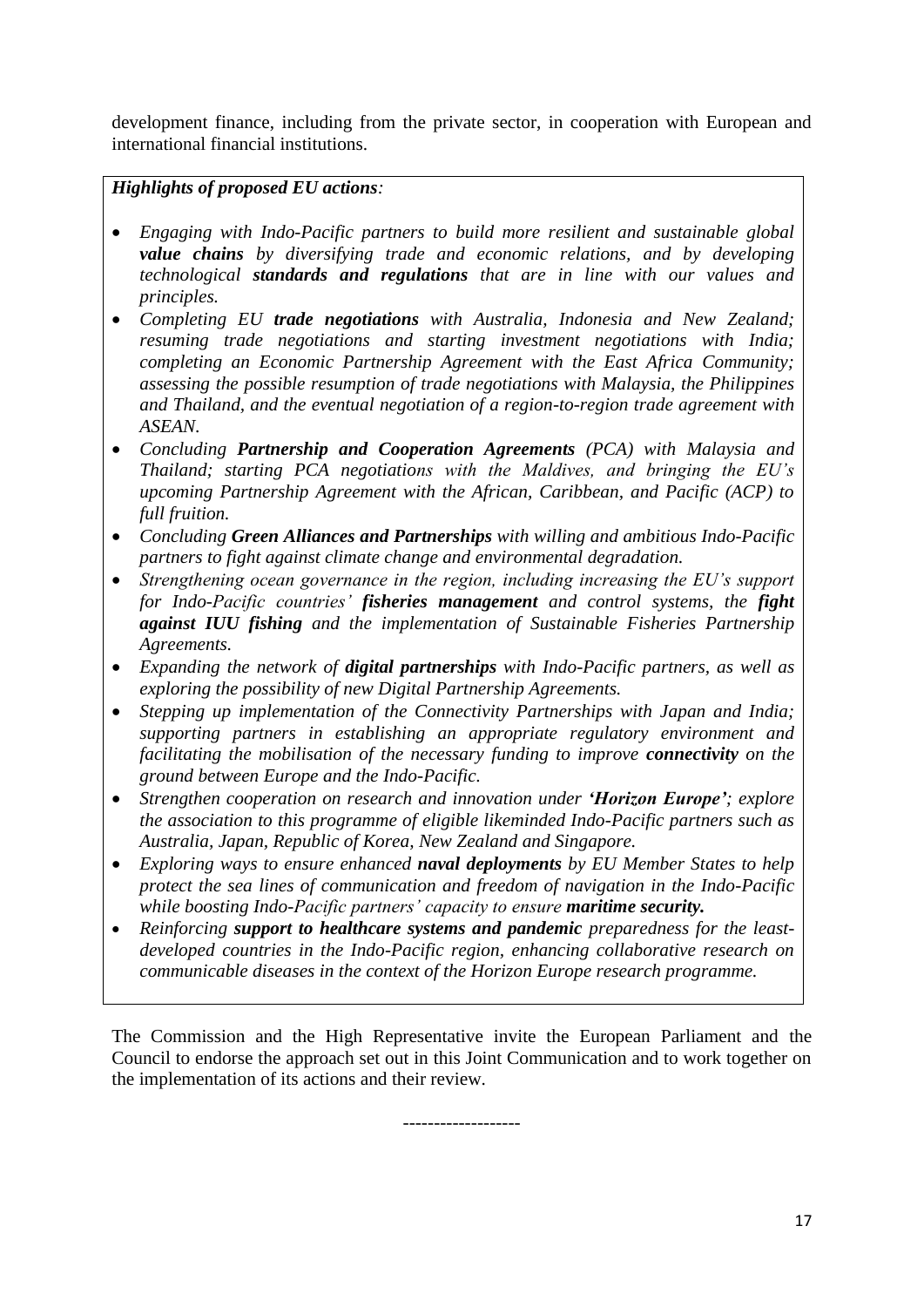development finance, including from the private sector, in cooperation with European and international financial institutions.

***Highlights of proposed EU actions:***

- *Engaging with Indo-Pacific partners to build more resilient and sustainable global **value chains** by diversifying trade and economic relations, and by developing technological **standards and regulations** that are in line with our values and principles.*
- *Completing EU **trade negotiations** with Australia, Indonesia and New Zealand; resuming trade negotiations and starting investment negotiations with India; completing an Economic Partnership Agreement with the East Africa Community; assessing the possible resumption of trade negotiations with Malaysia, the Philippines and Thailand, and the eventual negotiation of a region-to-region trade agreement with ASEAN.*
- *Concluding **Partnership and Cooperation Agreements** (PCA) with Malaysia and Thailand; starting PCA negotiations with the Maldives, and bringing the EU's upcoming Partnership Agreement with the African, Caribbean, and Pacific (ACP) to full fruition.*
- *Concluding **Green Alliances and Partnerships** with willing and ambitious Indo-Pacific partners to fight against climate change and environmental degradation.*
- *Strengthening ocean governance in the region, including increasing the EU's support for Indo-Pacific countries' **fisheries management** and control systems, the **fight against IUU fishing** and the implementation of Sustainable Fisheries Partnership Agreements.*
- *Expanding the network of **digital partnerships** with Indo-Pacific partners, as well as exploring the possibility of new Digital Partnership Agreements.*
- *Stepping up implementation of the Connectivity Partnerships with Japan and India; supporting partners in establishing an appropriate regulatory environment and facilitating the mobilisation of the necessary funding to improve **connectivity** on the ground between Europe and the Indo-Pacific.*
- *Strengthen cooperation on research and innovation under **'Horizon Europe'**; explore the association to this programme of eligible likeminded Indo-Pacific partners such as Australia, Japan, Republic of Korea, New Zealand and Singapore.*
- *Exploring ways to ensure enhanced **naval deployments** by EU Member States to help protect the sea lines of communication and freedom of navigation in the Indo-Pacific while boosting Indo-Pacific partners' capacity to ensure **maritime security.***
- *Reinforcing **support to healthcare systems and pandemic** preparedness for the least-developed countries in the Indo-Pacific region, enhancing collaborative research on communicable diseases in the context of the Horizon Europe research programme.*

The Commission and the High Representative invite the European Parliament and the Council to endorse the approach set out in this Joint Communication and to work together on the implementation of its actions and their review.

-------------------